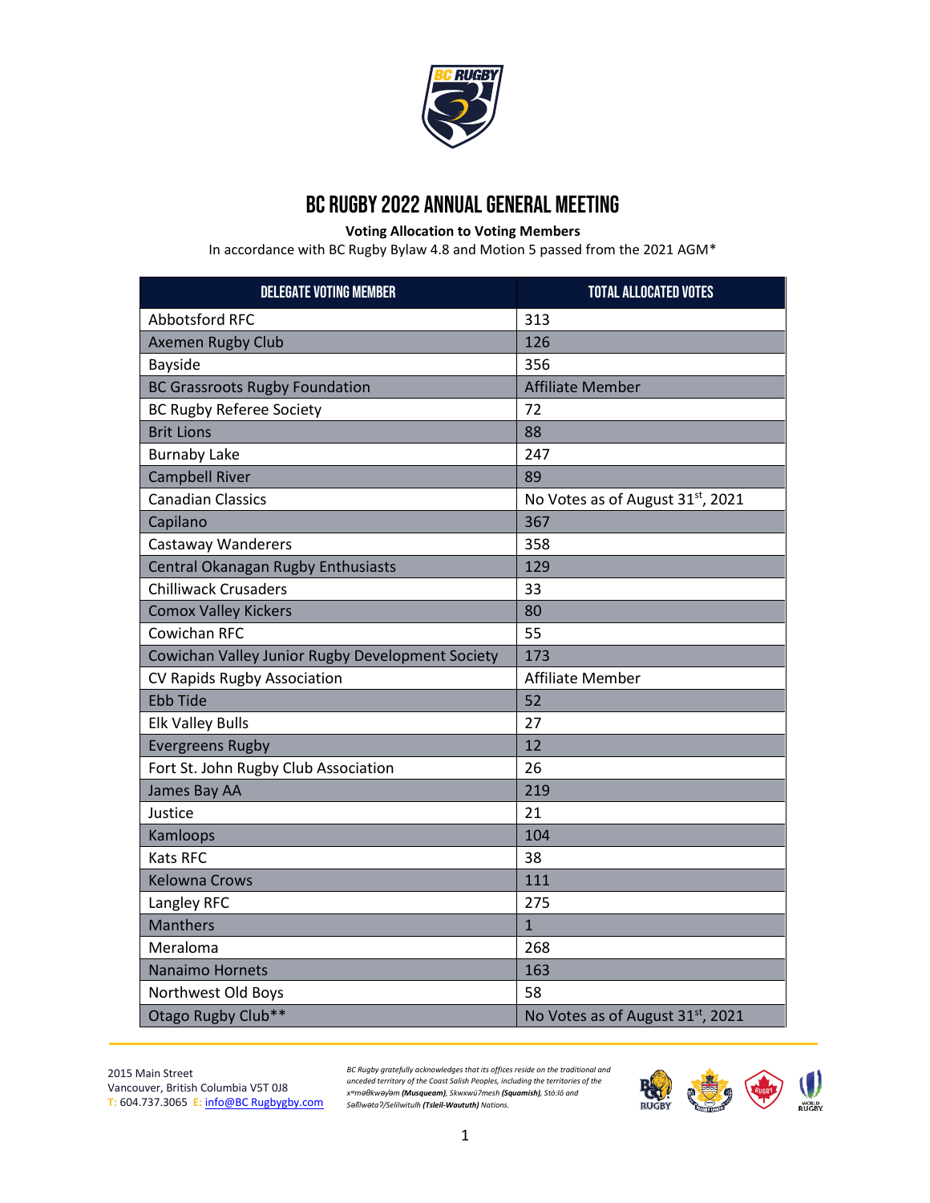# BC RUGBY 2022 ANNUAL GENERAL MEETING

**Voting Allocation to Voting Members**

In accordance with BC Rugby Bylaw 4.8 and Motion 5 passed from the 2021 AGM*

| DELEGATE VOTING MEMBER | TOTAL ALLOCATED VOTES |
|---|---|
| Abbotsford RFC | 313 |
| Axemen Rugby Club | 126 |
| Bayside | 356 |
| BC Grassroots Rugby Foundation | Affiliate Member |
| BC Rugby Referee Society | 72 |
| Brit Lions | 88 |
| Burnaby Lake | 247 |
| Campbell River | 89 |
| Canadian Classics | No Votes as of August 31st, 2021 |
| Capilano | 367 |
| Castaway Wanderers | 358 |
| Central Okanagan Rugby Enthusiasts | 129 |
| Chilliwack Crusaders | 33 |
| Comox Valley Kickers | 80 |
| Cowichan RFC | 55 |
| Cowichan Valley Junior Rugby Development Society | 173 |
| CV Rapids Rugby Association | Affiliate Member |
| Ebb Tide | 52 |
| Elk Valley Bulls | 27 |
| Evergreens Rugby | 12 |
| Fort St. John Rugby Club Association | 26 |
| James Bay AA | 219 |
| Justice | 21 |
| Kamloops | 104 |
| Kats RFC | 38 |
| Kelowna Crows | 111 |
| Langley RFC | 275 |
| Manthers | 1 |
| Meraloma | 268 |
| Nanaimo Hornets | 163 |
| Northwest Old Boys | 58 |
| Otago Rugby Club** | No Votes as of August 31st, 2021 |

2015 Main Street
Vancouver, British Columbia V5T 0J8
T: 604.737.3065 E: info@BC Rugbygby.com

*BC Rugby gratefully acknowledges that its offices reside on the traditional and unceded territory of the Coast Salish Peoples, including the territories of the xʷməθkʷəy̓əm (Musqueam), Skwxwú7mesh (Squamish), Stó:lō and Səl̓ílwətaʔ/Selilwitulh (Tsleil-Waututh) Nations.*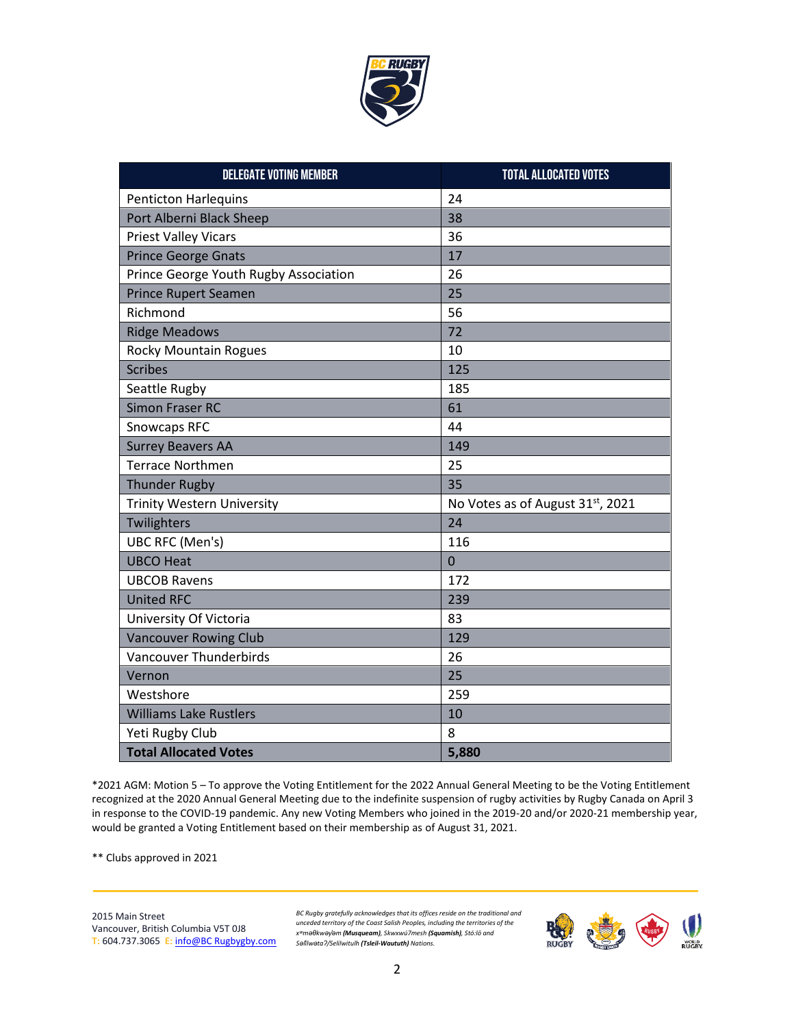| DELEGATE VOTING MEMBER | TOTAL ALLOCATED VOTES |
| --- | --- |
| Penticton Harlequins | 24 |
| Port Alberni Black Sheep | 38 |
| Priest Valley Vicars | 36 |
| Prince George Gnats | 17 |
| Prince George Youth Rugby Association | 26 |
| Prince Rupert Seamen | 25 |
| Richmond | 56 |
| Ridge Meadows | 72 |
| Rocky Mountain Rogues | 10 |
| Scribes | 125 |
| Seattle Rugby | 185 |
| Simon Fraser RC | 61 |
| Snowcaps RFC | 44 |
| Surrey Beavers AA | 149 |
| Terrace Northmen | 25 |
| Thunder Rugby | 35 |
| Trinity Western University | No Votes as of August 31st, 2021 |
| Twilighters | 24 |
| UBC RFC (Men's) | 116 |
| UBCO Heat | 0 |
| UBCOB Ravens | 172 |
| United RFC | 239 |
| University Of Victoria | 83 |
| Vancouver Rowing Club | 129 |
| Vancouver Thunderbirds | 26 |
| Vernon | 25 |
| Westshore | 259 |
| Williams Lake Rustlers | 10 |
| Yeti Rugby Club | 8 |
| **Total Allocated Votes** | **5,880** |

*2021 AGM: Motion 5 – To approve the Voting Entitlement for the 2022 Annual General Meeting to be the Voting Entitlement recognized at the 2020 Annual General Meeting due to the indefinite suspension of rugby activities by Rugby Canada on April 3 in response to the COVID-19 pandemic. Any new Voting Members who joined in the 2019-20 and/or 2020-21 membership year, would be granted a Voting Entitlement based on their membership as of August 31, 2021.

** Clubs approved in 2021

2015 Main Street
Vancouver, British Columbia V5T 0J8
T: 604.737.3065 E: info@BC Rugbygby.com

*BC Rugby gratefully acknowledges that its offices reside on the traditional and unceded territory of the Coast Salish Peoples, including the territories of the xʷməθkwəy̓əm **(Musqueam)**, Skwxwú7mesh **(Squamish)**, Stó:lō and Səl̓ílwətaʔ/Selilwitulh **(Tsleil-Waututh)** Nations.*